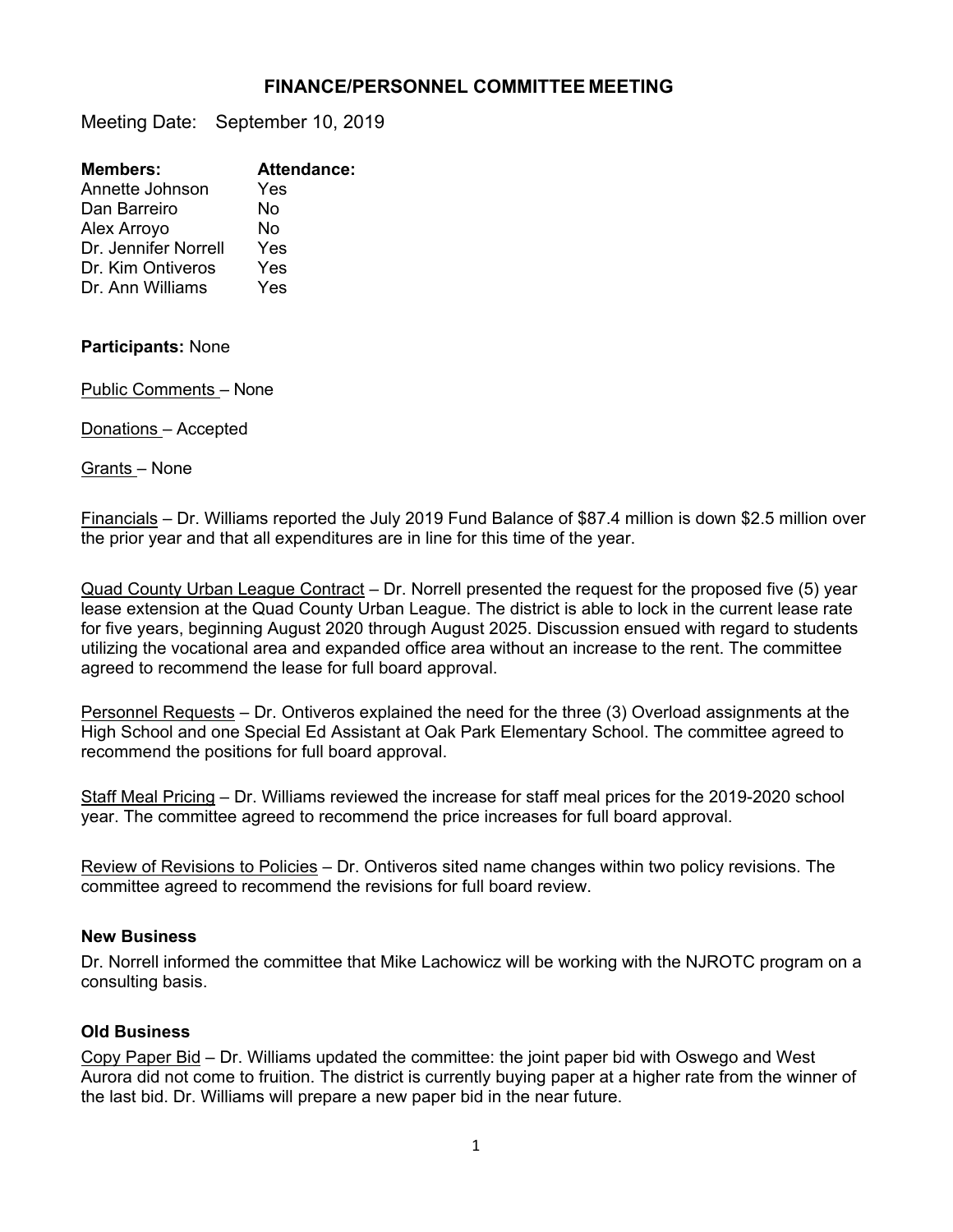# FINANCE/PERSONNEL COMMITTEE MEETING

Meeting Date: September 10, 2019

| **Members:** | **Attendance:** |
| --- | --- |
| Annette Johnson | Yes |
| Dan Barreiro | No |
| Alex Arroyo | No |
| Dr. Jennifer Norrell | Yes |
| Dr. Kim Ontiveros | Yes |
| Dr. Ann Williams | Yes |

**Participants:** None

<u>Public Comments</u> – None

<u>Donations</u> – Accepted

<u>Grants</u> – None

<u>Financials</u> – Dr. Williams reported the July 2019 Fund Balance of $87.4 million is down $2.5 million over the prior year and that all expenditures are in line for this time of the year.

<u>Quad County Urban League Contract</u> – Dr. Norrell presented the request for the proposed five (5) year lease extension at the Quad County Urban League. The district is able to lock in the current lease rate for five years, beginning August 2020 through August 2025. Discussion ensued with regard to students utilizing the vocational area and expanded office area without an increase to the rent. The committee agreed to recommend the lease for full board approval.

<u>Personnel Requests</u> – Dr. Ontiveros explained the need for the three (3) Overload assignments at the High School and one Special Ed Assistant at Oak Park Elementary School. The committee agreed to recommend the positions for full board approval.

<u>Staff Meal Pricing</u> – Dr. Williams reviewed the increase for staff meal prices for the 2019-2020 school year. The committee agreed to recommend the price increases for full board approval.

<u>Review of Revisions to Policies</u> – Dr. Ontiveros sited name changes within two policy revisions. The committee agreed to recommend the revisions for full board review.

### New Business

Dr. Norrell informed the committee that Mike Lachowicz will be working with the NJROTC program on a consulting basis.

### Old Business

<u>Copy Paper Bid</u> – Dr. Williams updated the committee: the joint paper bid with Oswego and West Aurora did not come to fruition. The district is currently buying paper at a higher rate from the winner of the last bid. Dr. Williams will prepare a new paper bid in the near future.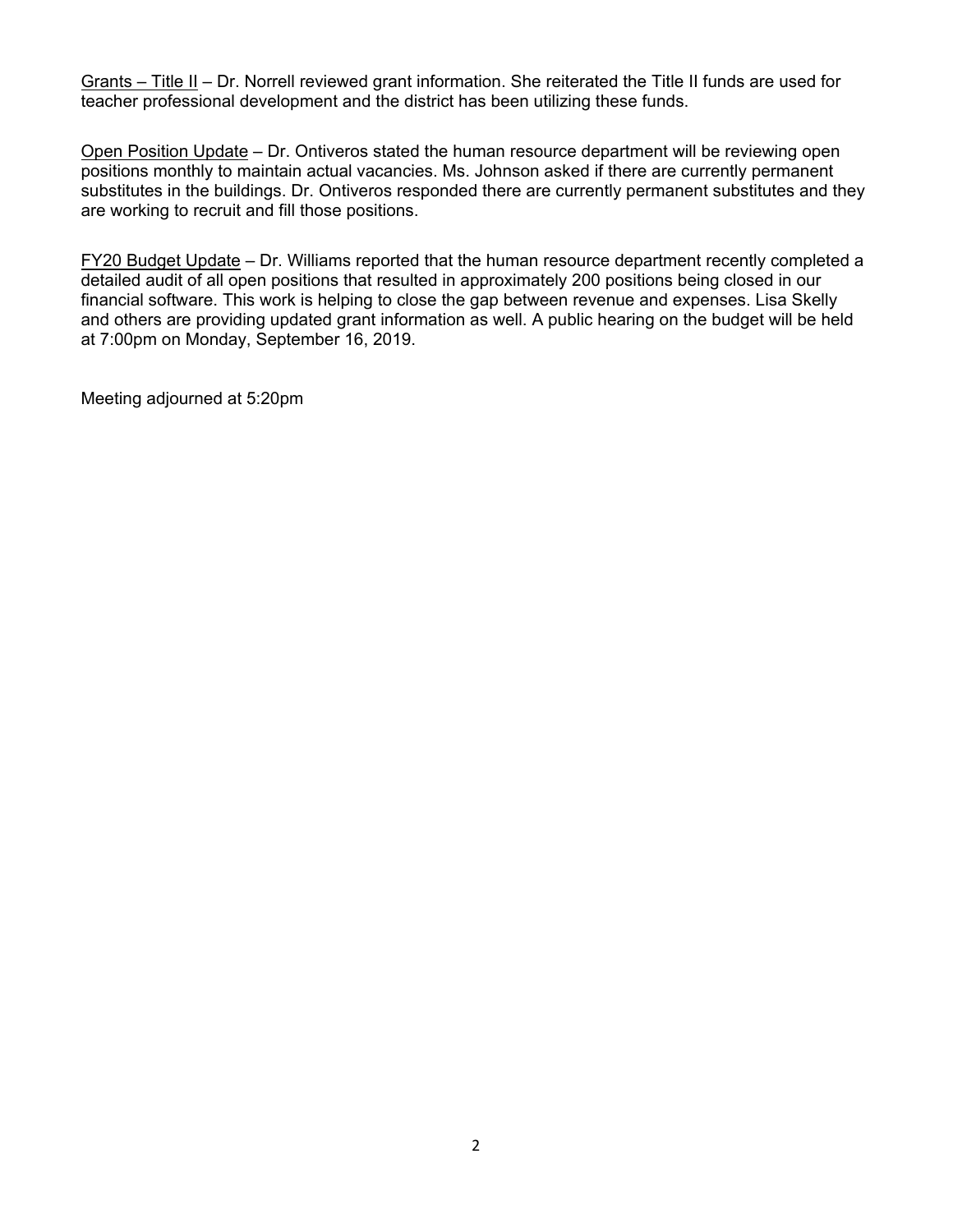<u>Grants – Title II</u> – Dr. Norrell reviewed grant information. She reiterated the Title II funds are used for teacher professional development and the district has been utilizing these funds.

<u>Open Position Update</u> – Dr. Ontiveros stated the human resource department will be reviewing open positions monthly to maintain actual vacancies. Ms. Johnson asked if there are currently permanent substitutes in the buildings. Dr. Ontiveros responded there are currently permanent substitutes and they are working to recruit and fill those positions.

<u>FY20 Budget Update</u> – Dr. Williams reported that the human resource department recently completed a detailed audit of all open positions that resulted in approximately 200 positions being closed in our financial software. This work is helping to close the gap between revenue and expenses. Lisa Skelly and others are providing updated grant information as well. A public hearing on the budget will be held at 7:00pm on Monday, September 16, 2019.

Meeting adjourned at 5:20pm